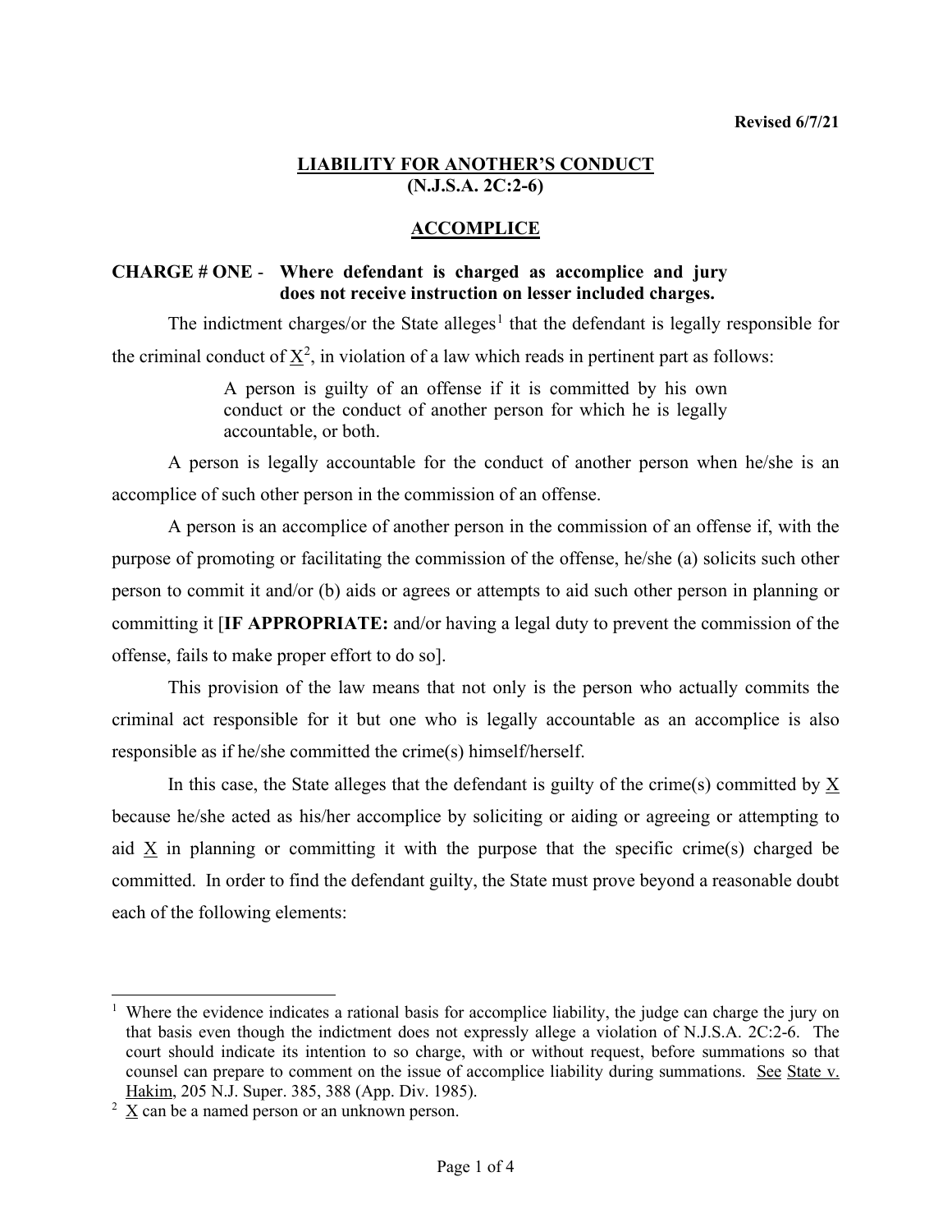Revised 6/7/21

# LIABILITY FOR ANOTHER'S CONDUCT (N.J.S.A. 2C:2-6)

## ACCOMPLICE

**CHARGE # ONE - Where defendant is charged as accomplice and jury does not receive instruction on lesser included charges.**

The indictment charges/or the State alleges[1] that the defendant is legally responsible for the criminal conduct of X[2], in violation of a law which reads in pertinent part as follows:

> A person is guilty of an offense if it is committed by his own conduct or the conduct of another person for which he is legally accountable, or both.

A person is legally accountable for the conduct of another person when he/she is an accomplice of such other person in the commission of an offense.

A person is an accomplice of another person in the commission of an offense if, with the purpose of promoting or facilitating the commission of the offense, he/she (a) solicits such other person to commit it and/or (b) aids or agrees or attempts to aid such other person in planning or committing it [**IF APPROPRIATE:** and/or having a legal duty to prevent the commission of the offense, fails to make proper effort to do so].

This provision of the law means that not only is the person who actually commits the criminal act responsible for it but one who is legally accountable as an accomplice is also responsible as if he/she committed the crime(s) himself/herself.

In this case, the State alleges that the defendant is guilty of the crime(s) committed by X because he/she acted as his/her accomplice by soliciting or aiding or agreeing or attempting to aid X in planning or committing it with the purpose that the specific crime(s) charged be committed. In order to find the defendant guilty, the State must prove beyond a reasonable doubt each of the following elements:

---

[1] Where the evidence indicates a rational basis for accomplice liability, the judge can charge the jury on that basis even though the indictment does not expressly allege a violation of N.J.S.A. 2C:2-6. The court should indicate its intention to so charge, with or without request, before summations so that counsel can prepare to comment on the issue of accomplice liability during summations. See State v. Hakim, 205 N.J. Super. 385, 388 (App. Div. 1985).

[2] X can be a named person or an unknown person.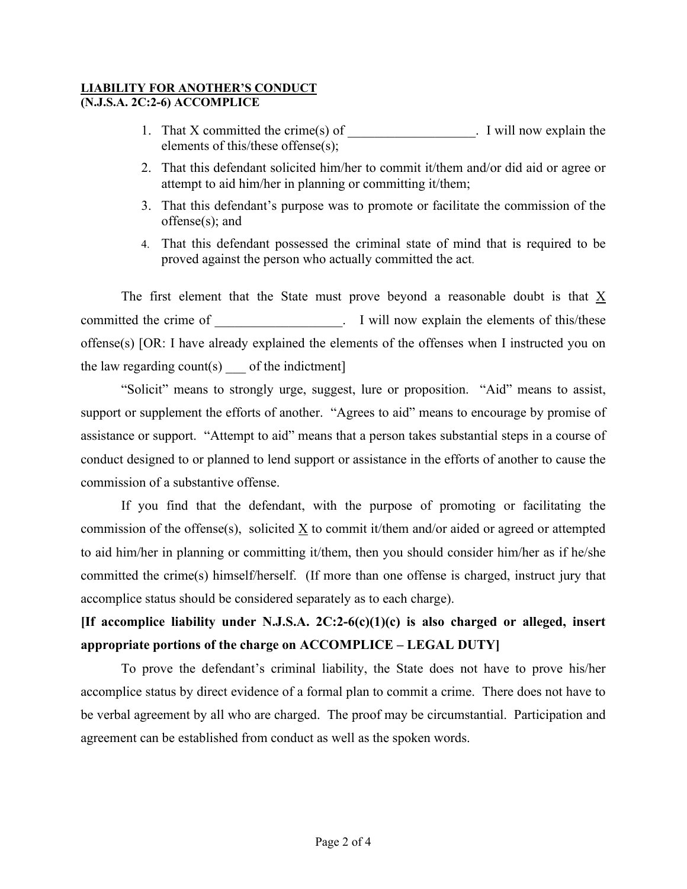**LIABILITY FOR ANOTHER'S CONDUCT**
**(N.J.S.A. 2C:2-6) ACCOMPLICE**

1. That X committed the crime(s) of ___________________. I will now explain the elements of this/these offense(s);
2. That this defendant solicited him/her to commit it/them and/or did aid or agree or attempt to aid him/her in planning or committing it/them;
3. That this defendant's purpose was to promote or facilitate the commission of the offense(s); and
4. That this defendant possessed the criminal state of mind that is required to be proved against the person who actually committed the act.

The first element that the State must prove beyond a reasonable doubt is that X committed the crime of ___________________. I will now explain the elements of this/these offense(s) [OR: I have already explained the elements of the offenses when I instructed you on the law regarding count(s) ___ of the indictment]

"Solicit" means to strongly urge, suggest, lure or proposition. "Aid" means to assist, support or supplement the efforts of another. "Agrees to aid" means to encourage by promise of assistance or support. "Attempt to aid" means that a person takes substantial steps in a course of conduct designed to or planned to lend support or assistance in the efforts of another to cause the commission of a substantive offense.

If you find that the defendant, with the purpose of promoting or facilitating the commission of the offense(s), solicited X to commit it/them and/or aided or agreed or attempted to aid him/her in planning or committing it/them, then you should consider him/her as if he/she committed the crime(s) himself/herself. (If more than one offense is charged, instruct jury that accomplice status should be considered separately as to each charge).

**[If accomplice liability under N.J.S.A. 2C:2-6(c)(1)(c) is also charged or alleged, insert appropriate portions of the charge on ACCOMPLICE – LEGAL DUTY]**

To prove the defendant's criminal liability, the State does not have to prove his/her accomplice status by direct evidence of a formal plan to commit a crime. There does not have to be verbal agreement by all who are charged. The proof may be circumstantial. Participation and agreement can be established from conduct as well as the spoken words.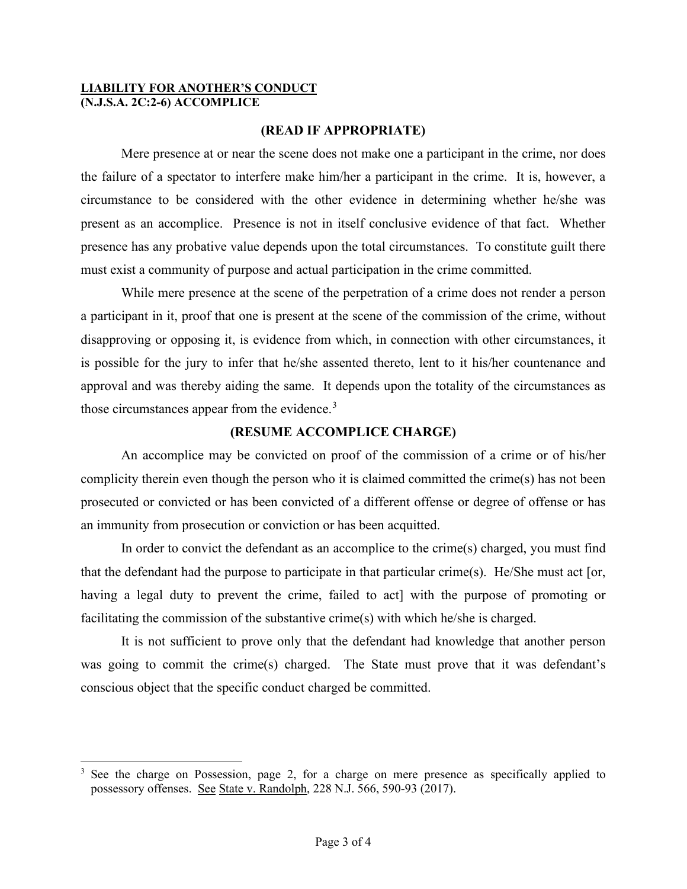**LIABILITY FOR ANOTHER'S CONDUCT**
**(N.J.S.A. 2C:2-6) ACCOMPLICE**

**(READ IF APPROPRIATE)**

Mere presence at or near the scene does not make one a participant in the crime, nor does the failure of a spectator to interfere make him/her a participant in the crime. It is, however, a circumstance to be considered with the other evidence in determining whether he/she was present as an accomplice. Presence is not in itself conclusive evidence of that fact. Whether presence has any probative value depends upon the total circumstances. To constitute guilt there must exist a community of purpose and actual participation in the crime committed.

While mere presence at the scene of the perpetration of a crime does not render a person a participant in it, proof that one is present at the scene of the commission of the crime, without disapproving or opposing it, is evidence from which, in connection with other circumstances, it is possible for the jury to infer that he/she assented thereto, lent to it his/her countenance and approval and was thereby aiding the same. It depends upon the totality of the circumstances as those circumstances appear from the evidence.[3]

**(RESUME ACCOMPLICE CHARGE)**

An accomplice may be convicted on proof of the commission of a crime or of his/her complicity therein even though the person who it is claimed committed the crime(s) has not been prosecuted or convicted or has been convicted of a different offense or degree of offense or has an immunity from prosecution or conviction or has been acquitted.

In order to convict the defendant as an accomplice to the crime(s) charged, you must find that the defendant had the purpose to participate in that particular crime(s). He/She must act [or, having a legal duty to prevent the crime, failed to act] with the purpose of promoting or facilitating the commission of the substantive crime(s) with which he/she is charged.

It is not sufficient to prove only that the defendant had knowledge that another person was going to commit the crime(s) charged. The State must prove that it was defendant's conscious object that the specific conduct charged be committed.

---

[3] See the charge on Possession, page 2, for a charge on mere presence as specifically applied to possessory offenses. See State v. Randolph, 228 N.J. 566, 590-93 (2017).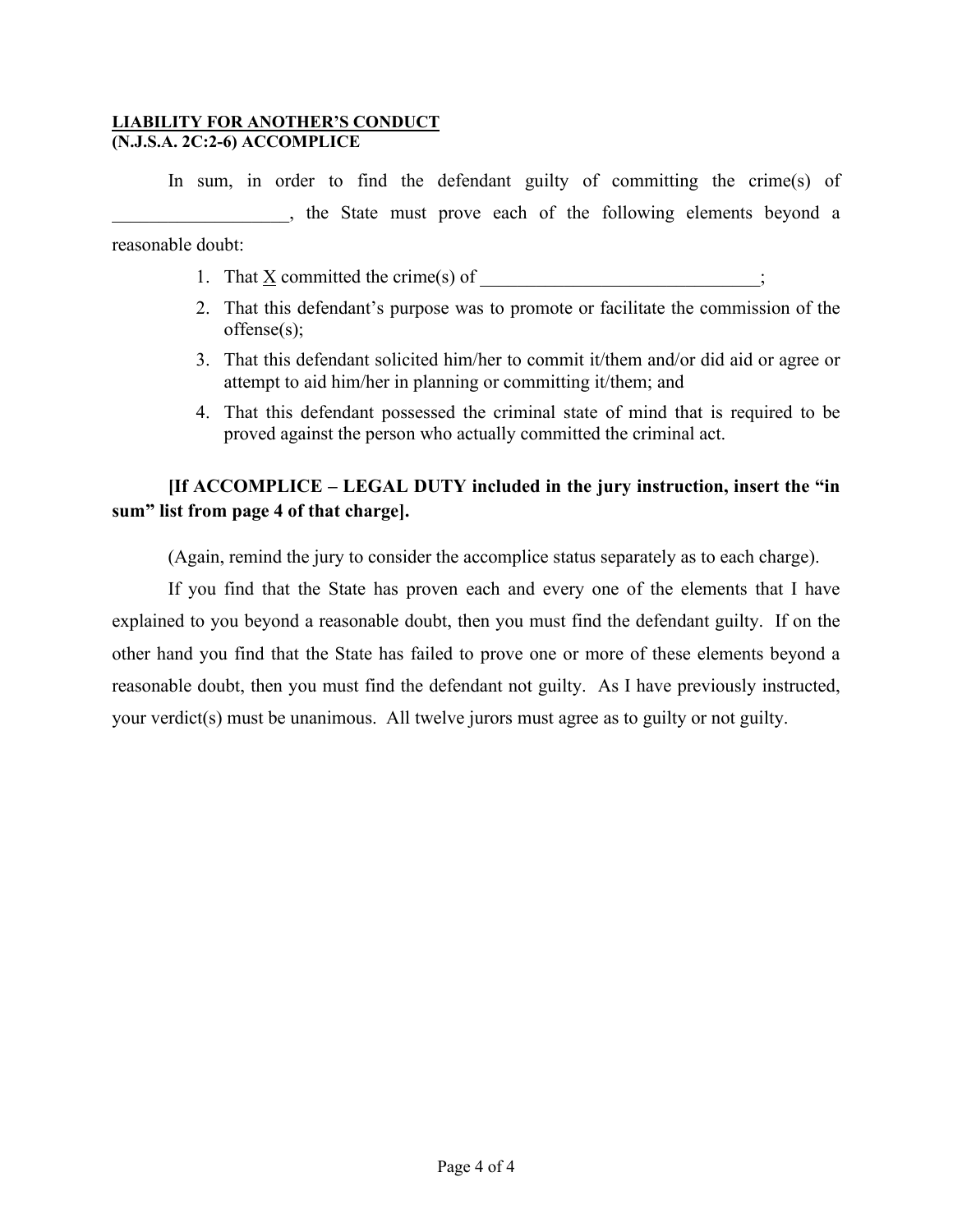**LIABILITY FOR ANOTHER'S CONDUCT**
**(N.J.S.A. 2C:2-6) ACCOMPLICE**

In sum, in order to find the defendant guilty of committing the crime(s) of ___________________, the State must prove each of the following elements beyond a reasonable doubt:

1. That X committed the crime(s) of ______________________________;
2. That this defendant's purpose was to promote or facilitate the commission of the offense(s);
3. That this defendant solicited him/her to commit it/them and/or did aid or agree or attempt to aid him/her in planning or committing it/them; and
4. That this defendant possessed the criminal state of mind that is required to be proved against the person who actually committed the criminal act.

**[If ACCOMPLICE – LEGAL DUTY included in the jury instruction, insert the "in sum" list from page 4 of that charge].**

(Again, remind the jury to consider the accomplice status separately as to each charge).

If you find that the State has proven each and every one of the elements that I have explained to you beyond a reasonable doubt, then you must find the defendant guilty. If on the other hand you find that the State has failed to prove one or more of these elements beyond a reasonable doubt, then you must find the defendant not guilty. As I have previously instructed, your verdict(s) must be unanimous. All twelve jurors must agree as to guilty or not guilty.